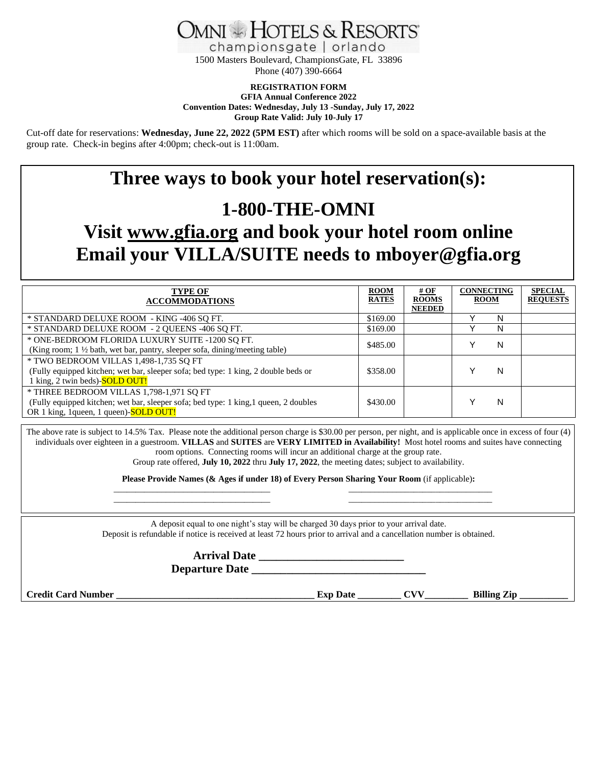# OMNI HOTELS & RESORTS

championsgate | orlando

1500 Masters Boulevard, ChampionsGate, FL 33896

Phone (407) 390-6664

**REGISTRATION FORM**
**GFIA Annual Conference 2022**
**Convention Dates: Wednesday, July 13 -Sunday, July 17, 2022**
**Group Rate Valid: July 10-July 17**

Cut-off date for reservations: **Wednesday, June 22, 2022 (5PM EST)** after which rooms will be sold on a space-available basis at the group rate. Check-in begins after 4:00pm; check-out is 11:00am.

## Three ways to book your hotel reservation(s):

## 1-800-THE-OMNI

## Visit www.gfia.org and book your hotel room online

## Email your VILLA/SUITE needs to mboyer@gfia.org

| TYPE OF ACCOMMODATIONS | ROOM RATES | # OF ROOMS NEEDED | CONNECTING ROOM | SPECIAL REQUESTS |
|---|---|---|---|---|
| * STANDARD DELUXE ROOM - KING -406 SQ FT. | $169.00 | | Y N | |
| * STANDARD DELUXE ROOM - 2 QUEENS -406 SQ FT. | $169.00 | | Y N | |
| * ONE-BEDROOM FLORIDA LUXURY SUITE -1200 SQ FT. (King room; 1 ½ bath, wet bar, pantry, sleeper sofa, dining/meeting table) | $485.00 | | Y N | |
| * TWO BEDROOM VILLAS 1,498-1,735 SQ FT (Fully equipped kitchen; wet bar, sleeper sofa; bed type: 1 king, 2 double beds or 1 king, 2 twin beds)-SOLD OUT! | $358.00 | | Y N | |
| * THREE BEDROOM VILLAS 1,798-1,971 SQ FT (Fully equipped kitchen; wet bar, sleeper sofa; bed type: 1 king,1 queen, 2 doubles OR 1 king, 1queen, 1 queen)-SOLD OUT! | $430.00 | | Y N | |

The above rate is subject to 14.5% Tax. Please note the additional person charge is $30.00 per person, per night, and is applicable once in excess of four (4) individuals over eighteen in a guestroom. **VILLAS** and **SUITES** are **VERY LIMITED in Availability!** Most hotel rooms and suites have connecting room options. Connecting rooms will incur an additional charge at the group rate.

Group rate offered, **July 10, 2022** thru **July 17, 2022**, the meeting dates; subject to availability.

**Please Provide Names (& Ages if under 18) of Every Person Sharing Your Room** (if applicable)**:**

_________________________________ _________________________________

_________________________________ _________________________________

A deposit equal to one night's stay will be charged 30 days prior to your arrival date.
Deposit is refundable if notice is received at least 72 hours prior to arrival and a cancellation number is obtained.

**Arrival Date** _________________________

**Departure Date** _____________________________

**Credit Card Number** _______________________________________ **Exp Date** ________ **CVV**________ **Billing Zip** _________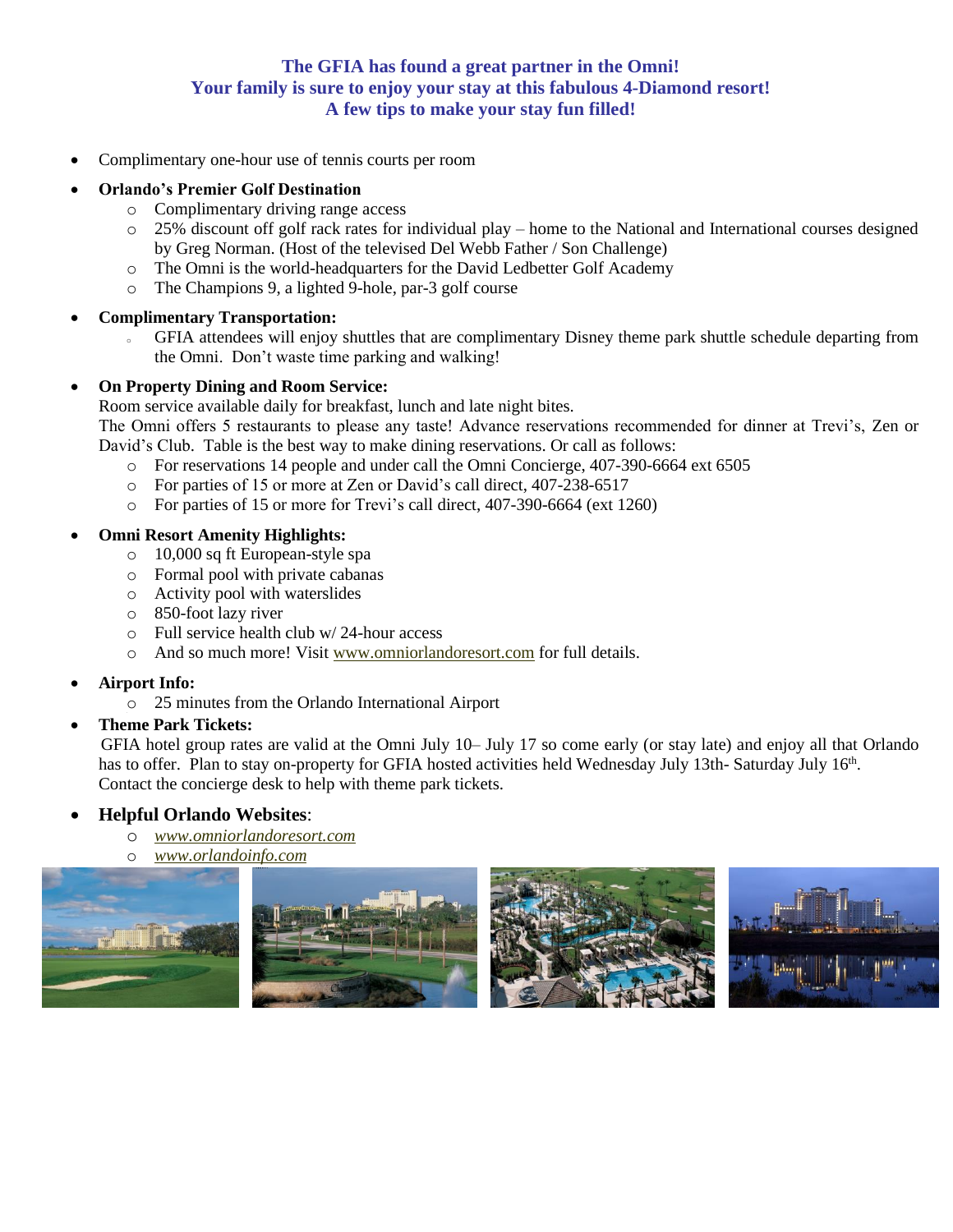**The GFIA has found a great partner in the Omni!**
**Your family is sure to enjoy your stay at this fabulous 4-Diamond resort!**
**A few tips to make your stay fun filled!**

- Complimentary one-hour use of tennis courts per room
- **Orlando's Premier Golf Destination**
    - Complimentary driving range access
    - 25% discount off golf rack rates for individual play – home to the National and International courses designed by Greg Norman. (Host of the televised Del Webb Father / Son Challenge)
    - The Omni is the world-headquarters for the David Ledbetter Golf Academy
    - The Champions 9, a lighted 9-hole, par-3 golf course
- **Complimentary Transportation:**
    - GFIA attendees will enjoy shuttles that are complimentary Disney theme park shuttle schedule departing from the Omni. Don't waste time parking and walking!
- **On Property Dining and Room Service:**

  Room service available daily for breakfast, lunch and late night bites.

  The Omni offers 5 restaurants to please any taste! Advance reservations recommended for dinner at Trevi's, Zen or David's Club. Table is the best way to make dining reservations. Or call as follows:
    - For reservations 14 people and under call the Omni Concierge, 407-390-6664 ext 6505
    - For parties of 15 or more at Zen or David's call direct, 407-238-6517
    - For parties of 15 or more for Trevi's call direct, 407-390-6664 (ext 1260)
- **Omni Resort Amenity Highlights:**
    - 10,000 sq ft European-style spa
    - Formal pool with private cabanas
    - Activity pool with waterslides
    - 850-foot lazy river
    - Full service health club w/ 24-hour access
    - And so much more! Visit www.omniorlandoresort.com for full details.
- **Airport Info:**
    - 25 minutes from the Orlando International Airport
- **Theme Park Tickets:**

  GFIA hotel group rates are valid at the Omni July 10– July 17 so come early (or stay late) and enjoy all that Orlando has to offer. Plan to stay on-property for GFIA hosted activities held Wednesday July 13th- Saturday July 16th. Contact the concierge desk to help with theme park tickets.
- **Helpful Orlando Websites**:
    - *www.omniorlandoresort.com*
    - *www.orlandoinfo.com*